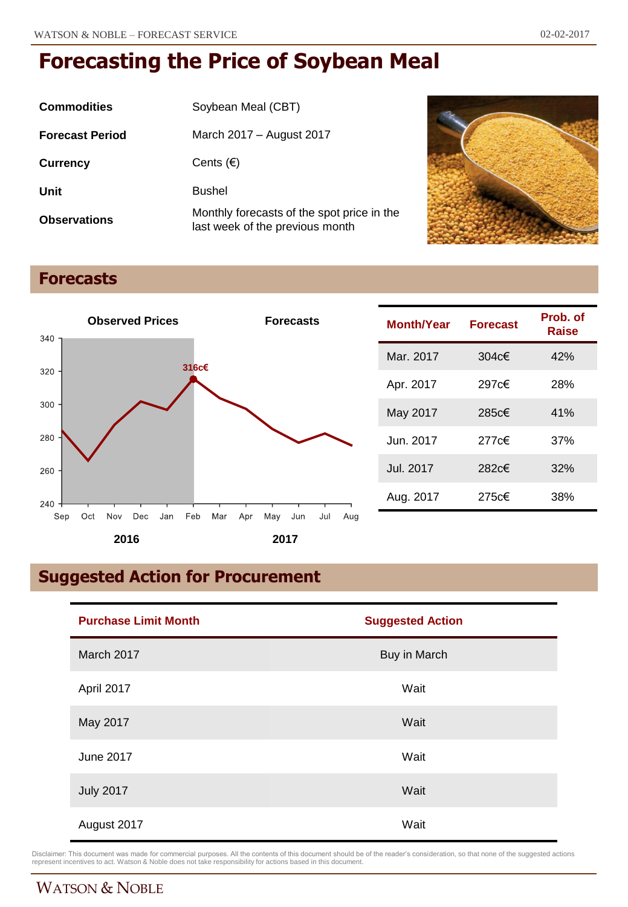# Forecasting the Price of Soybean Meal

| | |
|---|---|
| **Commodities** | Soybean Meal (CBT) |
| **Forecast Period** | March 2017 – August 2017 |
| **Currency** | Cents (€) |
| **Unit** | Bushel |
| **Observations** | Monthly forecasts of the spot price in the last week of the previous month |

## Forecasts

| Month/Year | Forecast | Prob. of Raise |
|---|---|---|
| Mar. 2017 | 304c€ | 42% |
| Apr. 2017 | 297c€ | 28% |
| May 2017 | 285c€ | 41% |
| Jun. 2017 | 277c€ | 37% |
| Jul. 2017 | 282c€ | 32% |
| Aug. 2017 | 275c€ | 38% |

## Suggested Action for Procurement

| Purchase Limit Month | Suggested Action |
|---|---|
| March 2017 | Buy in March |
| April 2017 | Wait |
| May 2017 | Wait |
| June 2017 | Wait |
| July 2017 | Wait |
| August 2017 | Wait |

Disclaimer: This document was made for commercial purposes. All the contents of this document should be of the reader's consideration, so that none of the suggested actions represent incentives to act. Watson & Noble does not take responsibility for actions based in this document.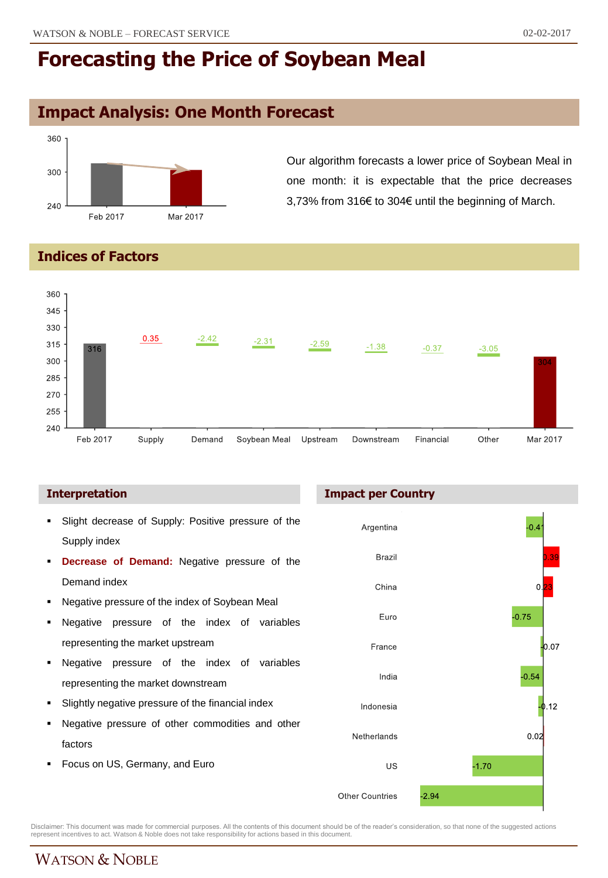# Forecasting the Price of Soybean Meal

## Impact Analysis: One Month Forecast

Our algorithm forecasts a lower price of Soybean Meal in one month: it is expectable that the price decreases 3,73% from 316€ to 304€ until the beginning of March.

## Indices of Factors

| Factor | Value |
|---|---|
| Feb 2017 | 316 |
| Supply | 0.35 |
| Demand | -2.42 |
| Soybean Meal | -2.31 |
| Upstream | -2.59 |
| Downstream | -1.38 |
| Financial | -0.37 |
| Other | -3.05 |
| Mar 2017 | 304 |

### Interpretation

- Slight decrease of Supply: Positive pressure of the Supply index
- **Decrease of Demand:** Negative pressure of the Demand index
- Negative pressure of the index of Soybean Meal
- Negative pressure of the index of variables representing the market upstream
- Negative pressure of the index of variables representing the market downstream
- Slightly negative pressure of the financial index
- Negative pressure of other commodities and other factors
- Focus on US, Germany, and Euro

### Impact per Country

| Country | Impact |
|---|---|
| Argentina | -0.41 |
| Brazil | 0.39 |
| China | 0.23 |
| Euro | -0.75 |
| France | -0.07 |
| India | -0.54 |
| Indonesia | -0.12 |
| Netherlands | 0.02 |
| US | -1.70 |
| Other Countries | -2.94 |

Disclaimer: This document was made for commercial purposes. All the contents of this document should be of the reader's consideration, so that none of the suggested actions represent incentives to act. Watson & Noble does not take responsibility for actions based in this document.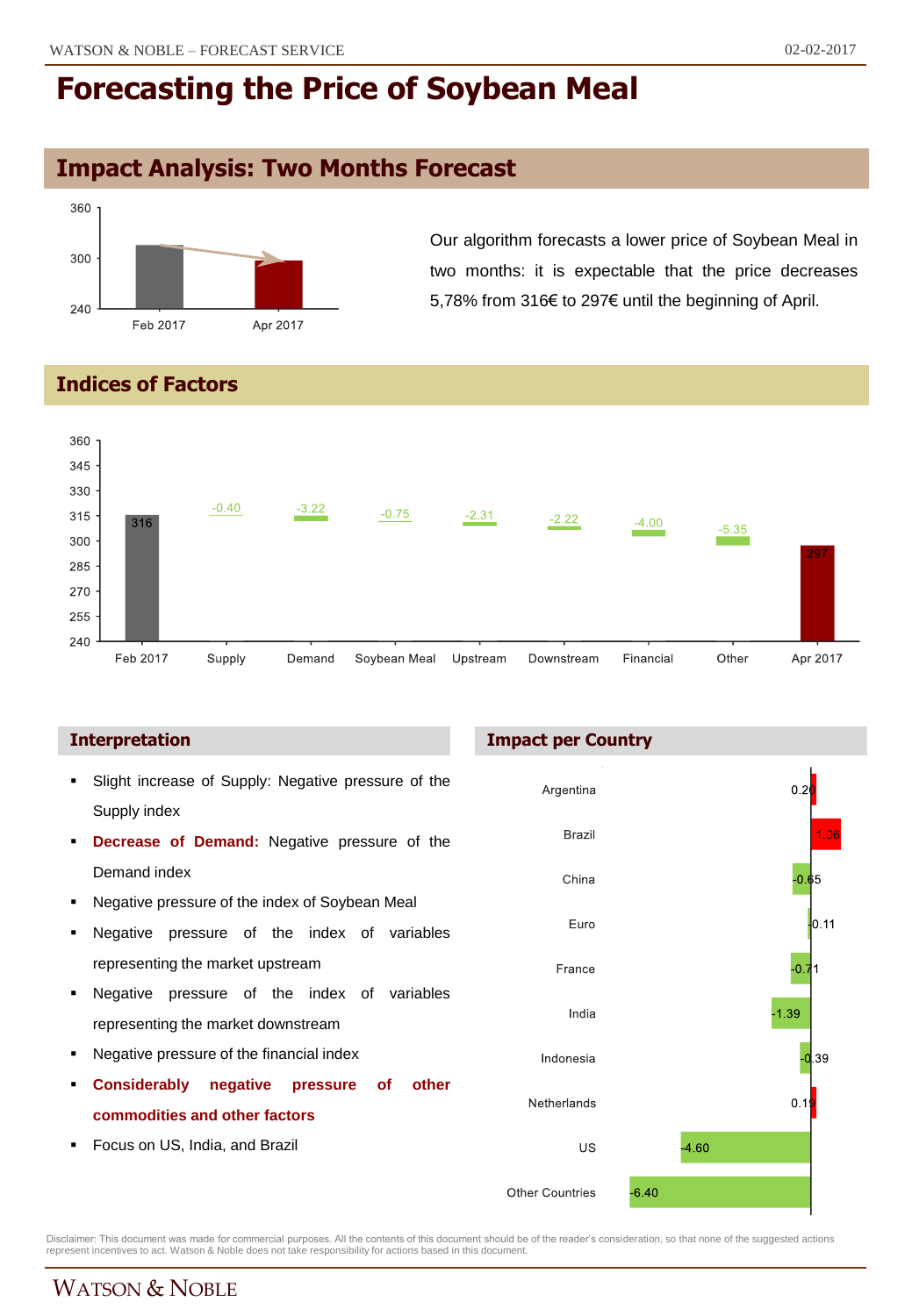# Forecasting the Price of Soybean Meal

## Impact Analysis: Two Months Forecast

Our algorithm forecasts a lower price of Soybean Meal in two months: it is expectable that the price decreases 5,78% from 316€ to 297€ until the beginning of April.

## Indices of Factors

| Factor | Value |
|---|---|
| Feb 2017 | 316 |
| Supply | -0.40 |
| Demand | -3.22 |
| Soybean Meal | -0.75 |
| Upstream | -2.31 |
| Downstream | -2.22 |
| Financial | -4.00 |
| Other | -5.35 |
| Apr 2017 | 297 |

### Interpretation

- Slight increase of Supply: Negative pressure of the Supply index
- **Decrease of Demand:** Negative pressure of the Demand index
- Negative pressure of the index of Soybean Meal
- Negative pressure of the index of variables representing the market upstream
- Negative pressure of the index of variables representing the market downstream
- Negative pressure of the financial index
- **Considerably negative pressure of other commodities and other factors**
- Focus on US, India, and Brazil

### Impact per Country

| Country | Impact |
|---|---|
| Argentina | 0.20 |
| Brazil | 1.06 |
| China | -0.65 |
| Euro | -0.11 |
| France | -0.71 |
| India | -1.39 |
| Indonesia | -0.39 |
| Netherlands | 0.19 |
| US | -4.60 |
| Other Countries | -6.40 |

Disclaimer: This document was made for commercial purposes. All the contents of this document should be of the reader's consideration, so that none of the suggested actions represent incentives to act. Watson & Noble does not take responsibility for actions based in this document.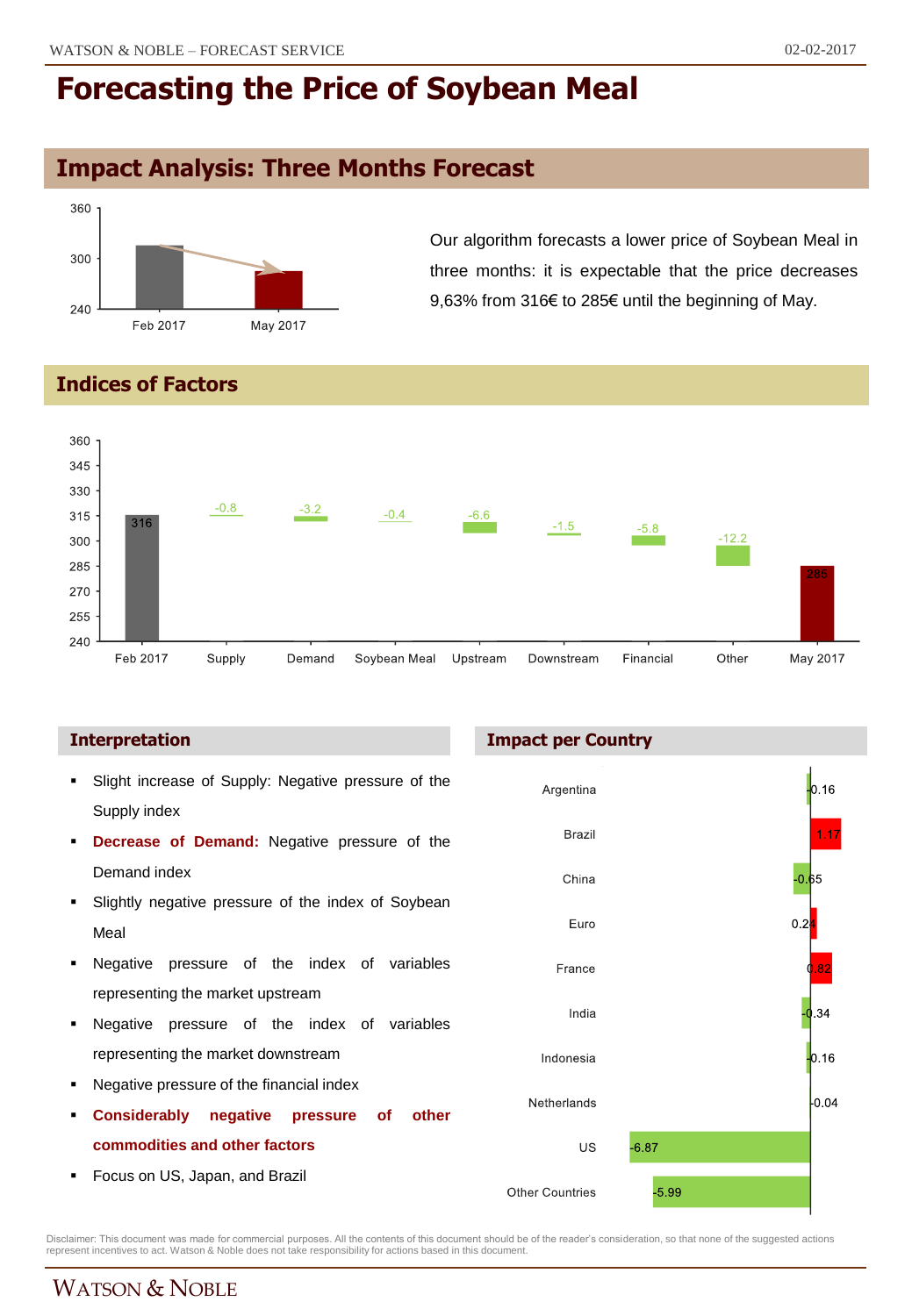# Forecasting the Price of Soybean Meal

## Impact Analysis: Three Months Forecast

Our algorithm forecasts a lower price of Soybean Meal in three months: it is expectable that the price decreases 9,63% from 316€ to 285€ until the beginning of May.

## Indices of Factors

| | Feb 2017 | Supply | Demand | Soybean Meal | Upstream | Downstream | Financial | Other | May 2017 |
|---|---|---|---|---|---|---|---|---|---|
| Value | 316 | -0.8 | -3.2 | -0.4 | -6.6 | -1.5 | -5.8 | -12.2 | 285 |

### Interpretation

- Slight increase of Supply: Negative pressure of the Supply index
- **Decrease of Demand:** Negative pressure of the Demand index
- Slightly negative pressure of the index of Soybean Meal
- Negative pressure of the index of variables representing the market upstream
- Negative pressure of the index of variables representing the market downstream
- Negative pressure of the financial index
- **Considerably negative pressure of other commodities and other factors**
- Focus on US, Japan, and Brazil

### Impact per Country

| Country | Impact |
|---|---|
| Argentina | -0.16 |
| Brazil | 1.17 |
| China | -0.65 |
| Euro | 0.24 |
| France | 0.82 |
| India | -0.34 |
| Indonesia | -0.16 |
| Netherlands | -0.04 |
| US | -6.87 |
| Other Countries | -5.99 |

Disclaimer: This document was made for commercial purposes. All the contents of this document should be of the reader's consideration, so that none of the suggested actions represent incentives to act. Watson & Noble does not take responsibility for actions based in this document.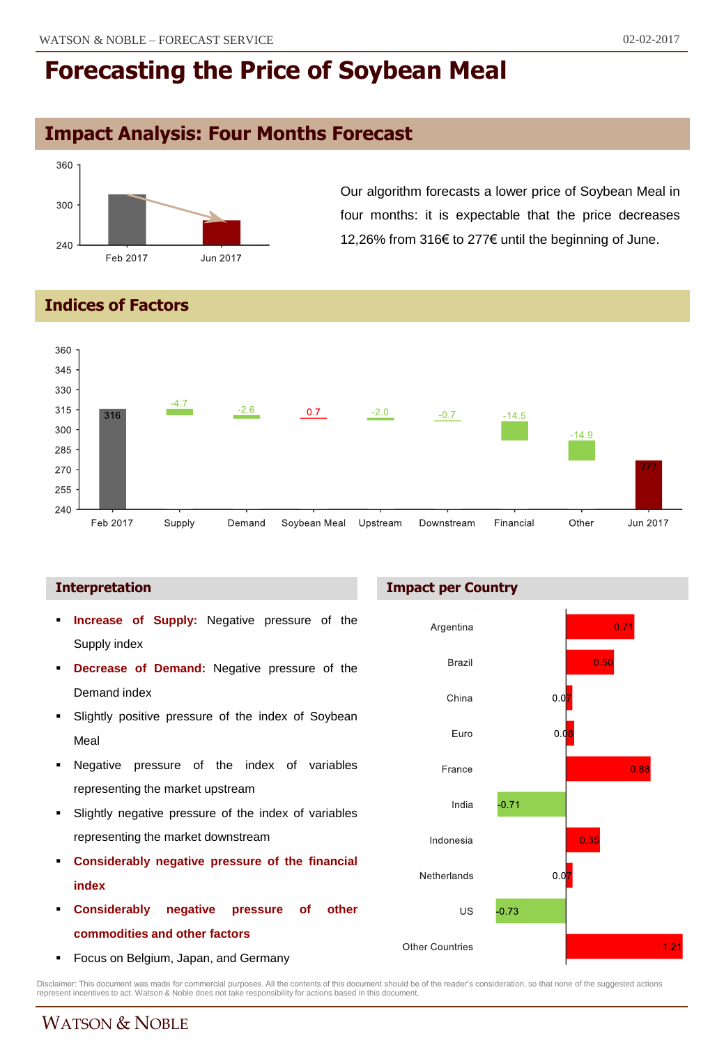# Forecasting the Price of Soybean Meal

## Impact Analysis: Four Months Forecast

Our algorithm forecasts a lower price of Soybean Meal in four months: it is expectable that the price decreases 12,26% from 316€ to 277€ until the beginning of June.

## Indices of Factors

| Factor | Value |
|---|---|
| Feb 2017 | 316 |
| Supply | -4.7 |
| Demand | -2.6 |
| Soybean Meal | 0.7 |
| Upstream | -2.0 |
| Downstream | -0.7 |
| Financial | -14.5 |
| Other | -14.9 |
| Jun 2017 | 277 |

### Interpretation

- **Increase of Supply:** Negative pressure of the Supply index
- **Decrease of Demand:** Negative pressure of the Demand index
- Slightly positive pressure of the index of Soybean Meal
- Negative pressure of the index of variables representing the market upstream
- Slightly negative pressure of the index of variables representing the market downstream
- **Considerably negative pressure of the financial index**
- **Considerably negative pressure of other commodities and other factors**
- Focus on Belgium, Japan, and Germany

### Impact per Country

| Country | Impact |
|---|---|
| Argentina | 0.71 |
| Brazil | 0.50 |
| China | 0.07 |
| Euro | 0.08 |
| France | 0.88 |
| India | -0.71 |
| Indonesia | 0.35 |
| Netherlands | 0.07 |
| US | -0.73 |
| Other Countries | 1.21 |

Disclaimer: This document was made for commercial purposes. All the contents of this document should be of the reader's consideration, so that none of the suggested actions represent incentives to act. Watson & Noble does not take responsibility for actions based in this document.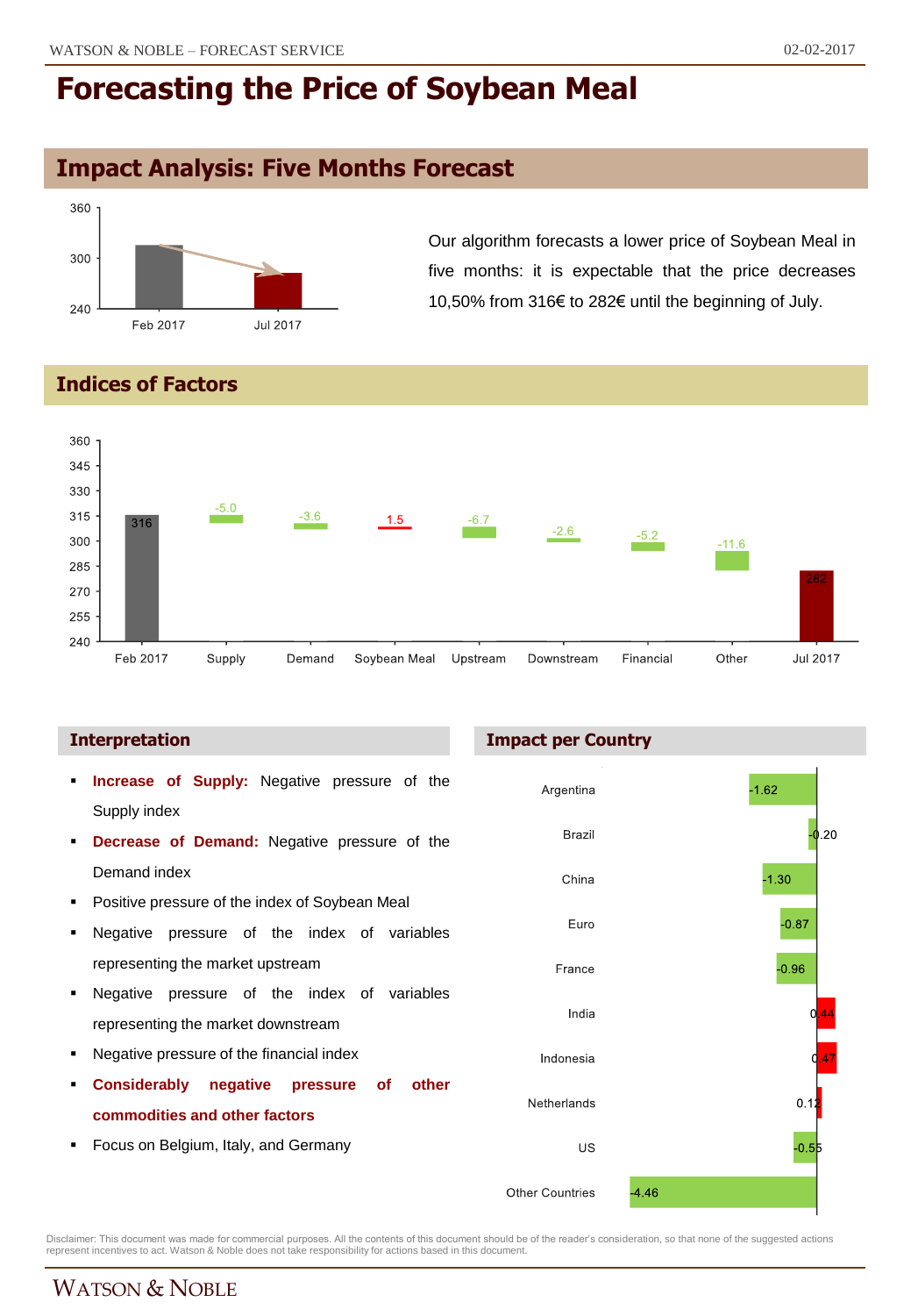# Forecasting the Price of Soybean Meal

## Impact Analysis: Five Months Forecast

Our algorithm forecasts a lower price of Soybean Meal in five months: it is expectable that the price decreases 10,50% from 316€ to 282€ until the beginning of July.

## Indices of Factors

| Factor | Value |
|---|---|
| Feb 2017 | 316 |
| Supply | -5.0 |
| Demand | -3.6 |
| Soybean Meal | 1.5 |
| Upstream | -6.7 |
| Downstream | -2.6 |
| Financial | -5.2 |
| Other | -11.6 |
| Jul 2017 | 282 |

### Interpretation

- **Increase of Supply:** Negative pressure of the Supply index
- **Decrease of Demand:** Negative pressure of the Demand index
- Positive pressure of the index of Soybean Meal
- Negative pressure of the index of variables representing the market upstream
- Negative pressure of the index of variables representing the market downstream
- Negative pressure of the financial index
- **Considerably negative pressure of other commodities and other factors**
- Focus on Belgium, Italy, and Germany

### Impact per Country

| Country | Impact |
|---|---|
| Argentina | -1.62 |
| Brazil | -0.20 |
| China | -1.30 |
| Euro | -0.87 |
| France | -0.96 |
| India | 0.44 |
| Indonesia | 0.47 |
| Netherlands | 0.12 |
| US | -0.55 |
| Other Countries | -4.46 |

Disclaimer: This document was made for commercial purposes. All the contents of this document should be of the reader's consideration, so that none of the suggested actions represent incentives to act. Watson & Noble does not take responsibility for actions based in this document.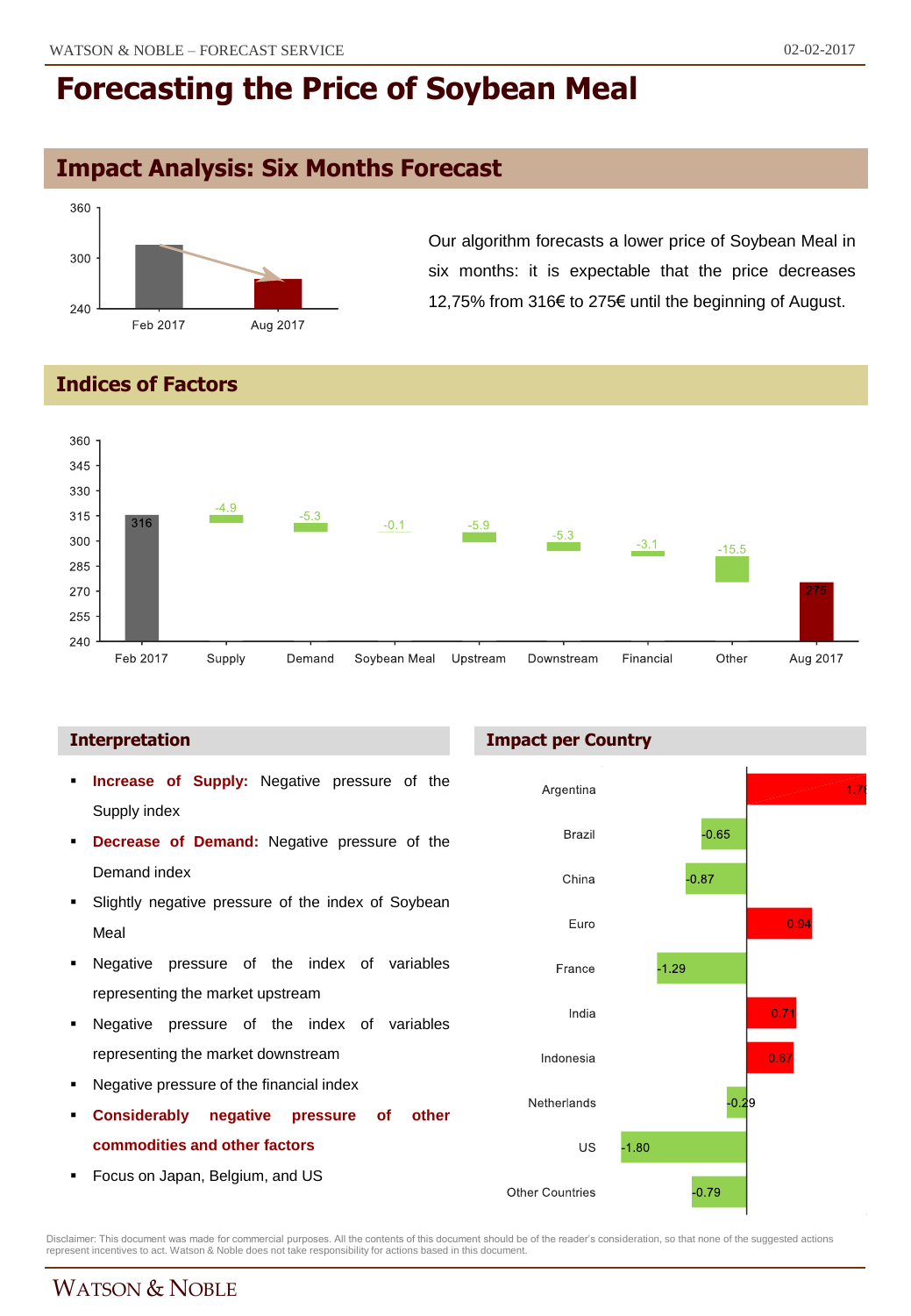# Forecasting the Price of Soybean Meal

## Impact Analysis: Six Months Forecast

Our algorithm forecasts a lower price of Soybean Meal in six months: it is expectable that the price decreases 12,75% from 316€ to 275€ until the beginning of August.

## Indices of Factors

| Factor | Value |
|---|---|
| Feb 2017 | 316 |
| Supply | -4.9 |
| Demand | -5.3 |
| Soybean Meal | -0.1 |
| Upstream | -5.9 |
| Downstream | -5.3 |
| Financial | -3.1 |
| Other | -15.5 |
| Aug 2017 | 275 |

### Interpretation

- **Increase of Supply:** Negative pressure of the Supply index
- **Decrease of Demand:** Negative pressure of the Demand index
- Slightly negative pressure of the index of Soybean Meal
- Negative pressure of the index of variables representing the market upstream
- Negative pressure of the index of variables representing the market downstream
- Negative pressure of the financial index
- **Considerably negative pressure of other commodities and other factors**
- Focus on Japan, Belgium, and US

### Impact per Country

| Country | Impact |
|---|---|
| Argentina | 1.78 |
| Brazil | -0.65 |
| China | -0.87 |
| Euro | 0.94 |
| France | -1.29 |
| India | 0.71 |
| Indonesia | 0.67 |
| Netherlands | -0.29 |
| US | -1.80 |
| Other Countries | -0.79 |

Disclaimer: This document was made for commercial purposes. All the contents of this document should be of the reader's consideration, so that none of the suggested actions represent incentives to act. Watson & Noble does not take responsibility for actions based in this document.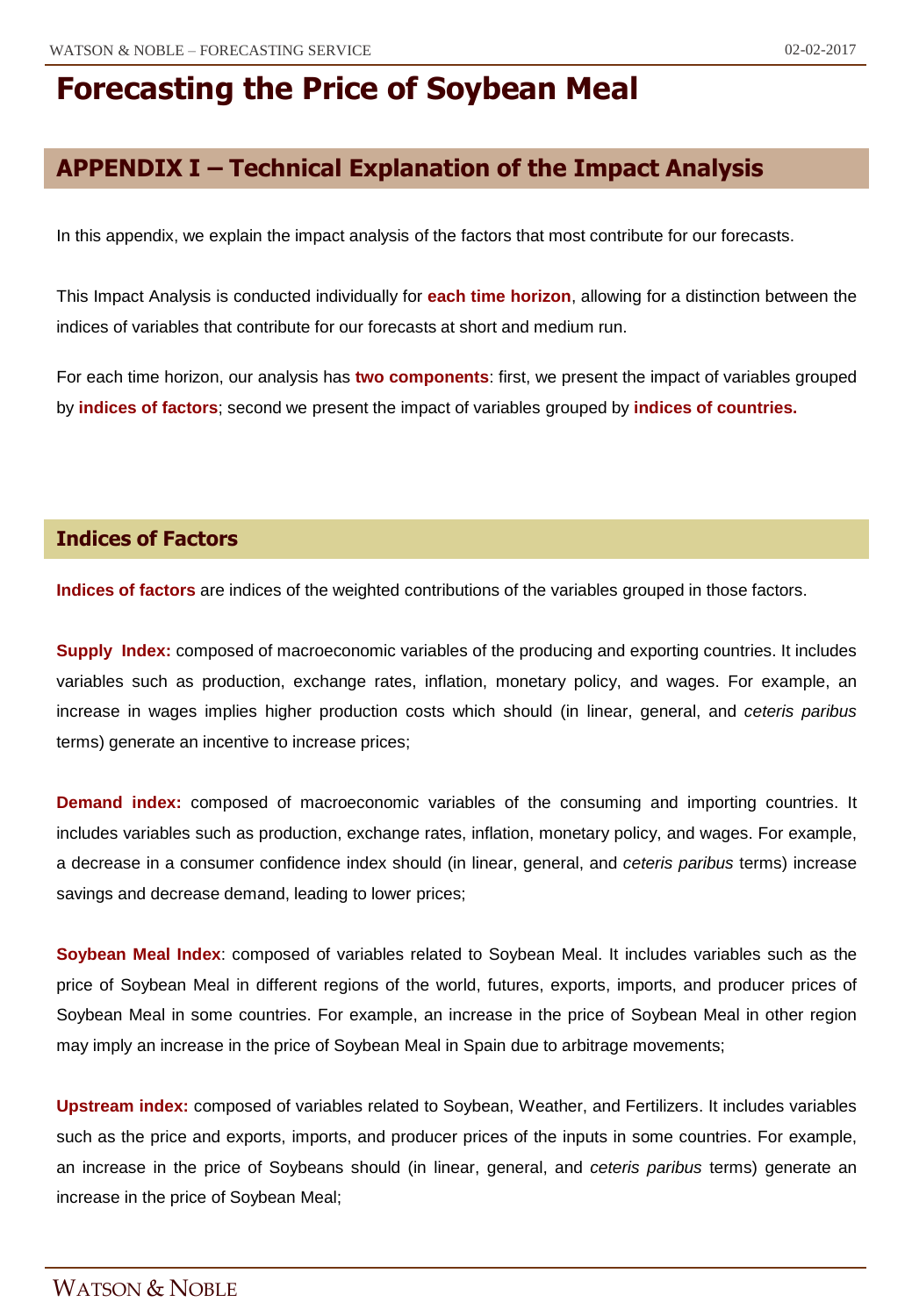# Forecasting the Price of Soybean Meal

## APPENDIX I – Technical Explanation of the Impact Analysis

In this appendix, we explain the impact analysis of the factors that most contribute for our forecasts.

This Impact Analysis is conducted individually for **each time horizon**, allowing for a distinction between the indices of variables that contribute for our forecasts at short and medium run.

For each time horizon, our analysis has **two components**: first, we present the impact of variables grouped by **indices of factors**; second we present the impact of variables grouped by **indices of countries.**

### Indices of Factors

**Indices of factors** are indices of the weighted contributions of the variables grouped in those factors.

**Supply Index:** composed of macroeconomic variables of the producing and exporting countries. It includes variables such as production, exchange rates, inflation, monetary policy, and wages. For example, an increase in wages implies higher production costs which should (in linear, general, and *ceteris paribus* terms) generate an incentive to increase prices;

**Demand index:** composed of macroeconomic variables of the consuming and importing countries. It includes variables such as production, exchange rates, inflation, monetary policy, and wages. For example, a decrease in a consumer confidence index should (in linear, general, and *ceteris paribus* terms) increase savings and decrease demand, leading to lower prices;

**Soybean Meal Index**: composed of variables related to Soybean Meal. It includes variables such as the price of Soybean Meal in different regions of the world, futures, exports, imports, and producer prices of Soybean Meal in some countries. For example, an increase in the price of Soybean Meal in other region may imply an increase in the price of Soybean Meal in Spain due to arbitrage movements;

**Upstream index:** composed of variables related to Soybean, Weather, and Fertilizers. It includes variables such as the price and exports, imports, and producer prices of the inputs in some countries. For example, an increase in the price of Soybeans should (in linear, general, and *ceteris paribus* terms) generate an increase in the price of Soybean Meal;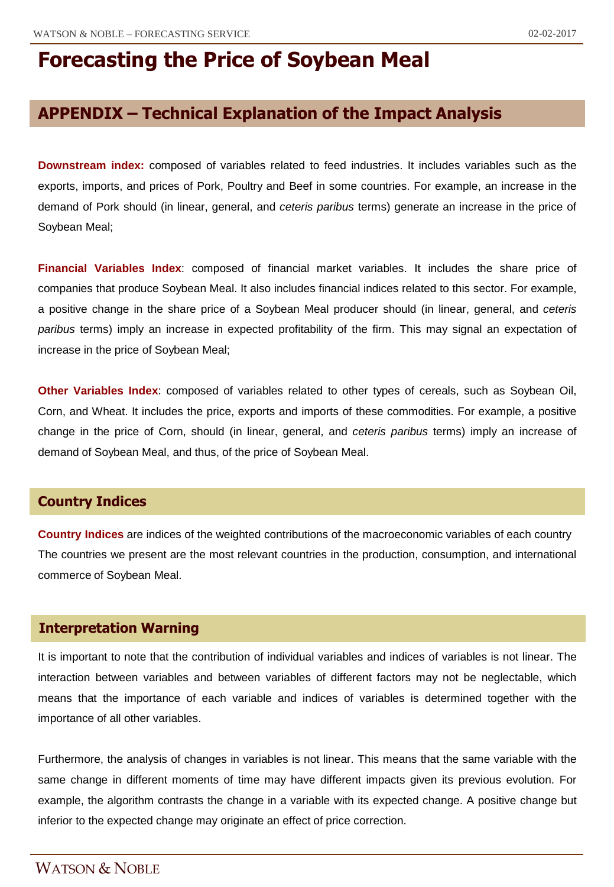# Forecasting the Price of Soybean Meal

## APPENDIX – Technical Explanation of the Impact Analysis

**Downstream index:** composed of variables related to feed industries. It includes variables such as the exports, imports, and prices of Pork, Poultry and Beef in some countries. For example, an increase in the demand of Pork should (in linear, general, and *ceteris paribus* terms) generate an increase in the price of Soybean Meal;

**Financial Variables Index**: composed of financial market variables. It includes the share price of companies that produce Soybean Meal. It also includes financial indices related to this sector. For example, a positive change in the share price of a Soybean Meal producer should (in linear, general, and *ceteris paribus* terms) imply an increase in expected profitability of the firm. This may signal an expectation of increase in the price of Soybean Meal;

**Other Variables Index**: composed of variables related to other types of cereals, such as Soybean Oil, Corn, and Wheat. It includes the price, exports and imports of these commodities. For example, a positive change in the price of Corn, should (in linear, general, and *ceteris paribus* terms) imply an increase of demand of Soybean Meal, and thus, of the price of Soybean Meal.

### Country Indices

**Country Indices** are indices of the weighted contributions of the macroeconomic variables of each country The countries we present are the most relevant countries in the production, consumption, and international commerce of Soybean Meal.

### Interpretation Warning

It is important to note that the contribution of individual variables and indices of variables is not linear. The interaction between variables and between variables of different factors may not be neglectable, which means that the importance of each variable and indices of variables is determined together with the importance of all other variables.

Furthermore, the analysis of changes in variables is not linear. This means that the same variable with the same change in different moments of time may have different impacts given its previous evolution. For example, the algorithm contrasts the change in a variable with its expected change. A positive change but inferior to the expected change may originate an effect of price correction.